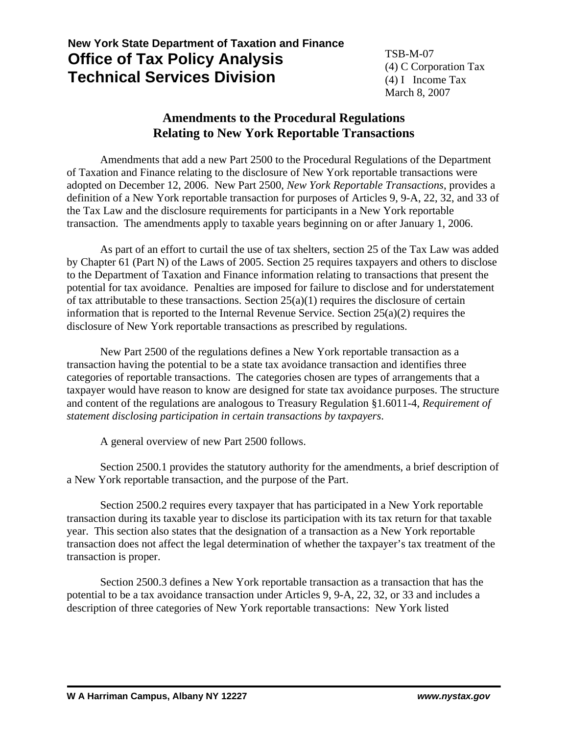**New York State Department of Taxation and Finance**

# Office of Tax Policy Analysis
# Technical Services Division

TSB-M-07
(4) C Corporation Tax
(4) I Income Tax
March 8, 2007

## Amendments to the Procedural Regulations Relating to New York Reportable Transactions

Amendments that add a new Part 2500 to the Procedural Regulations of the Department of Taxation and Finance relating to the disclosure of New York reportable transactions were adopted on December 12, 2006. New Part 2500, *New York Reportable Transactions*, provides a definition of a New York reportable transaction for purposes of Articles 9, 9-A, 22, 32, and 33 of the Tax Law and the disclosure requirements for participants in a New York reportable transaction. The amendments apply to taxable years beginning on or after January 1, 2006.

As part of an effort to curtail the use of tax shelters, section 25 of the Tax Law was added by Chapter 61 (Part N) of the Laws of 2005. Section 25 requires taxpayers and others to disclose to the Department of Taxation and Finance information relating to transactions that present the potential for tax avoidance. Penalties are imposed for failure to disclose and for understatement of tax attributable to these transactions. Section 25(a)(1) requires the disclosure of certain information that is reported to the Internal Revenue Service. Section 25(a)(2) requires the disclosure of New York reportable transactions as prescribed by regulations.

New Part 2500 of the regulations defines a New York reportable transaction as a transaction having the potential to be a state tax avoidance transaction and identifies three categories of reportable transactions. The categories chosen are types of arrangements that a taxpayer would have reason to know are designed for state tax avoidance purposes. The structure and content of the regulations are analogous to Treasury Regulation §1.6011-4, *Requirement of statement disclosing participation in certain transactions by taxpayers*.

A general overview of new Part 2500 follows.

Section 2500.1 provides the statutory authority for the amendments, a brief description of a New York reportable transaction, and the purpose of the Part.

Section 2500.2 requires every taxpayer that has participated in a New York reportable transaction during its taxable year to disclose its participation with its tax return for that taxable year. This section also states that the designation of a transaction as a New York reportable transaction does not affect the legal determination of whether the taxpayer's tax treatment of the transaction is proper.

Section 2500.3 defines a New York reportable transaction as a transaction that has the potential to be a tax avoidance transaction under Articles 9, 9-A, 22, 32, or 33 and includes a description of three categories of New York reportable transactions: New York listed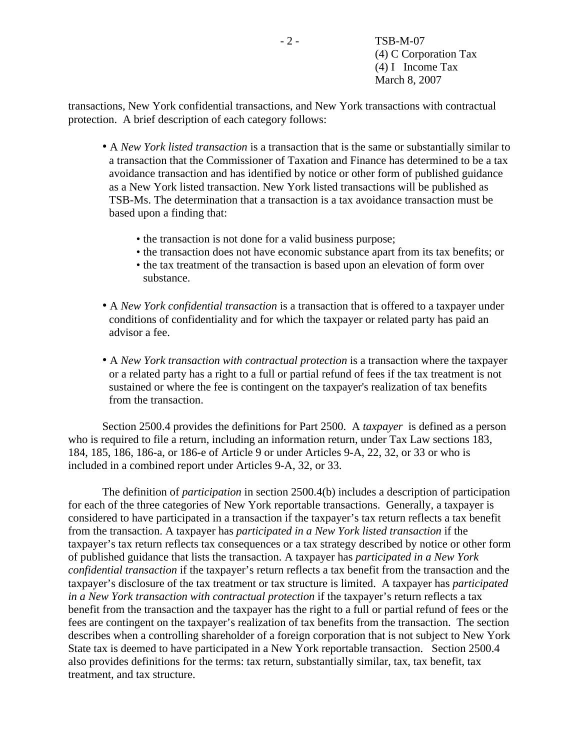transactions, New York confidential transactions, and New York transactions with contractual protection. A brief description of each category follows:

- A *New York listed transaction* is a transaction that is the same or substantially similar to a transaction that the Commissioner of Taxation and Finance has determined to be a tax avoidance transaction and has identified by notice or other form of published guidance as a New York listed transaction. New York listed transactions will be published as TSB-Ms. The determination that a transaction is a tax avoidance transaction must be based upon a finding that:
  - the transaction is not done for a valid business purpose;
  - the transaction does not have economic substance apart from its tax benefits; or
  - the tax treatment of the transaction is based upon an elevation of form over substance.
- A *New York confidential transaction* is a transaction that is offered to a taxpayer under conditions of confidentiality and for which the taxpayer or related party has paid an advisor a fee.
- A *New York transaction with contractual protection* is a transaction where the taxpayer or a related party has a right to a full or partial refund of fees if the tax treatment is not sustained or where the fee is contingent on the taxpayer's realization of tax benefits from the transaction.

Section 2500.4 provides the definitions for Part 2500. A *taxpayer* is defined as a person who is required to file a return, including an information return, under Tax Law sections 183, 184, 185, 186, 186-a, or 186-e of Article 9 or under Articles 9-A, 22, 32, or 33 or who is included in a combined report under Articles 9-A, 32, or 33.

The definition of *participation* in section 2500.4(b) includes a description of participation for each of the three categories of New York reportable transactions. Generally, a taxpayer is considered to have participated in a transaction if the taxpayer's tax return reflects a tax benefit from the transaction. A taxpayer has *participated in a New York listed transaction* if the taxpayer's tax return reflects tax consequences or a tax strategy described by notice or other form of published guidance that lists the transaction. A taxpayer has *participated in a New York confidential transaction* if the taxpayer's return reflects a tax benefit from the transaction and the taxpayer's disclosure of the tax treatment or tax structure is limited. A taxpayer has *participated in a New York transaction with contractual protection* if the taxpayer's return reflects a tax benefit from the transaction and the taxpayer has the right to a full or partial refund of fees or the fees are contingent on the taxpayer's realization of tax benefits from the transaction. The section describes when a controlling shareholder of a foreign corporation that is not subject to New York State tax is deemed to have participated in a New York reportable transaction. Section 2500.4 also provides definitions for the terms: tax return, substantially similar, tax, tax benefit, tax treatment, and tax structure.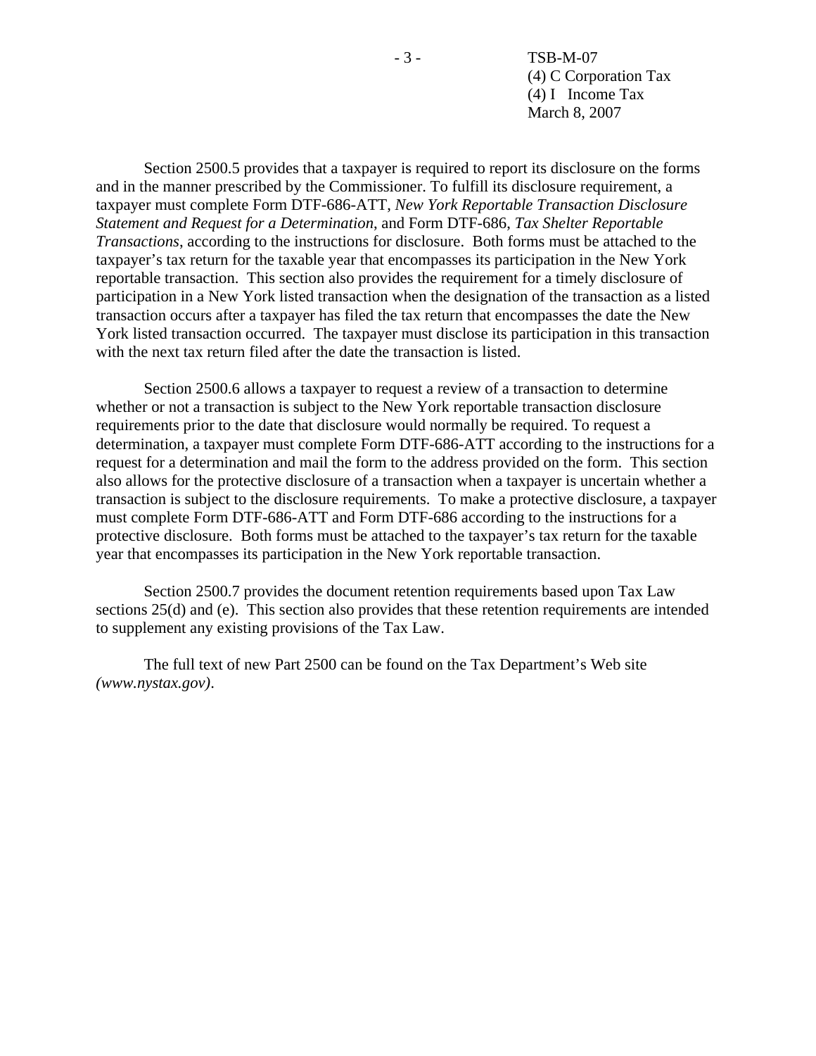Section 2500.5 provides that a taxpayer is required to report its disclosure on the forms and in the manner prescribed by the Commissioner. To fulfill its disclosure requirement, a taxpayer must complete Form DTF-686-ATT, *New York Reportable Transaction Disclosure Statement and Request for a Determination*, and Form DTF-686, *Tax Shelter Reportable Transactions*, according to the instructions for disclosure. Both forms must be attached to the taxpayer's tax return for the taxable year that encompasses its participation in the New York reportable transaction. This section also provides the requirement for a timely disclosure of participation in a New York listed transaction when the designation of the transaction as a listed transaction occurs after a taxpayer has filed the tax return that encompasses the date the New York listed transaction occurred. The taxpayer must disclose its participation in this transaction with the next tax return filed after the date the transaction is listed.

Section 2500.6 allows a taxpayer to request a review of a transaction to determine whether or not a transaction is subject to the New York reportable transaction disclosure requirements prior to the date that disclosure would normally be required. To request a determination, a taxpayer must complete Form DTF-686-ATT according to the instructions for a request for a determination and mail the form to the address provided on the form. This section also allows for the protective disclosure of a transaction when a taxpayer is uncertain whether a transaction is subject to the disclosure requirements. To make a protective disclosure, a taxpayer must complete Form DTF-686-ATT and Form DTF-686 according to the instructions for a protective disclosure. Both forms must be attached to the taxpayer's tax return for the taxable year that encompasses its participation in the New York reportable transaction.

Section 2500.7 provides the document retention requirements based upon Tax Law sections 25(d) and (e). This section also provides that these retention requirements are intended to supplement any existing provisions of the Tax Law.

The full text of new Part 2500 can be found on the Tax Department's Web site *(www.nystax.gov)*.